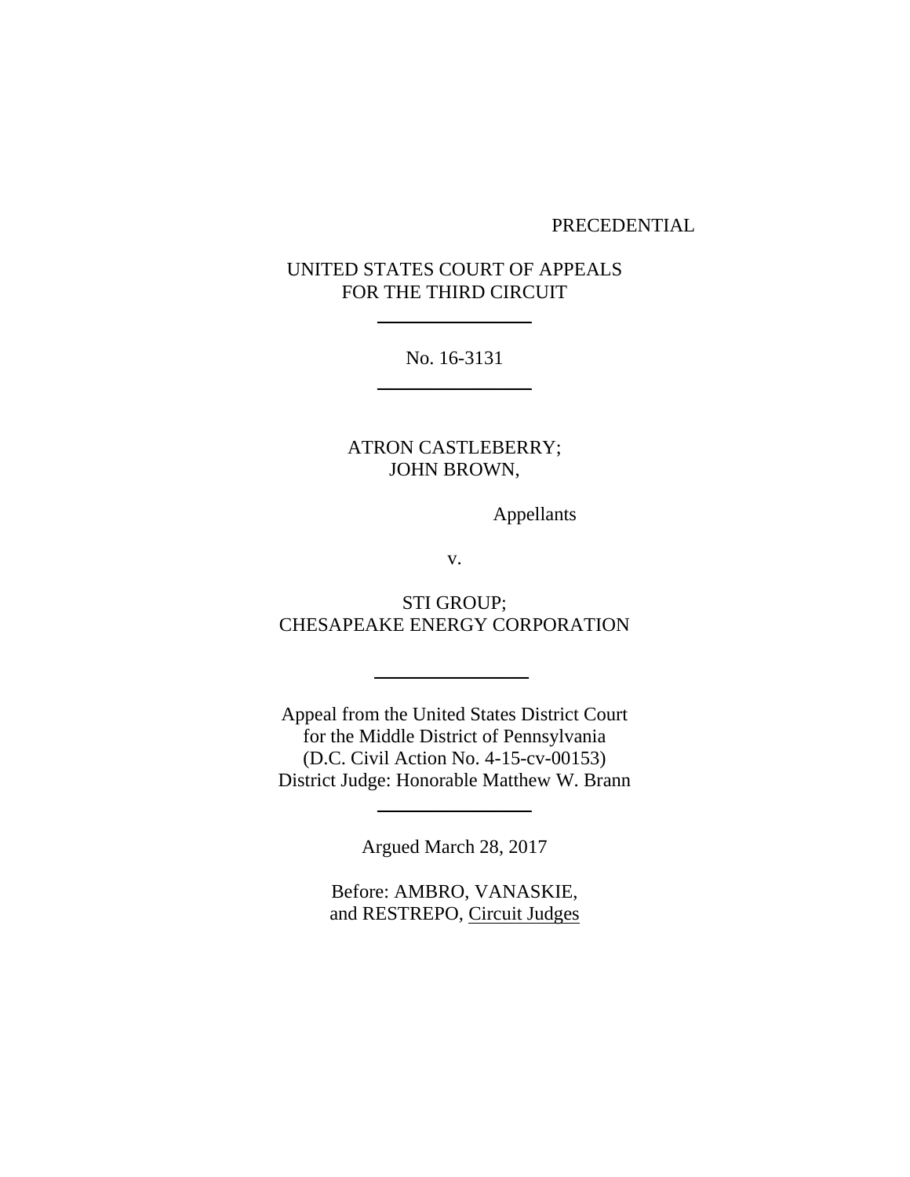PRECEDENTIAL

UNITED STATES COURT OF APPEALS
FOR THE THIRD CIRCUIT

---

No. 16-3131

---

ATRON CASTLEBERRY;
JOHN BROWN,

Appellants

v.

STI GROUP;
CHESAPEAKE ENERGY CORPORATION

---

Appeal from the United States District Court
for the Middle District of Pennsylvania
(D.C. Civil Action No. 4-15-cv-00153)
District Judge: Honorable Matthew W. Brann

---

Argued March 28, 2017

Before: AMBRO, VANASKIE,
and RESTREPO, Circuit Judges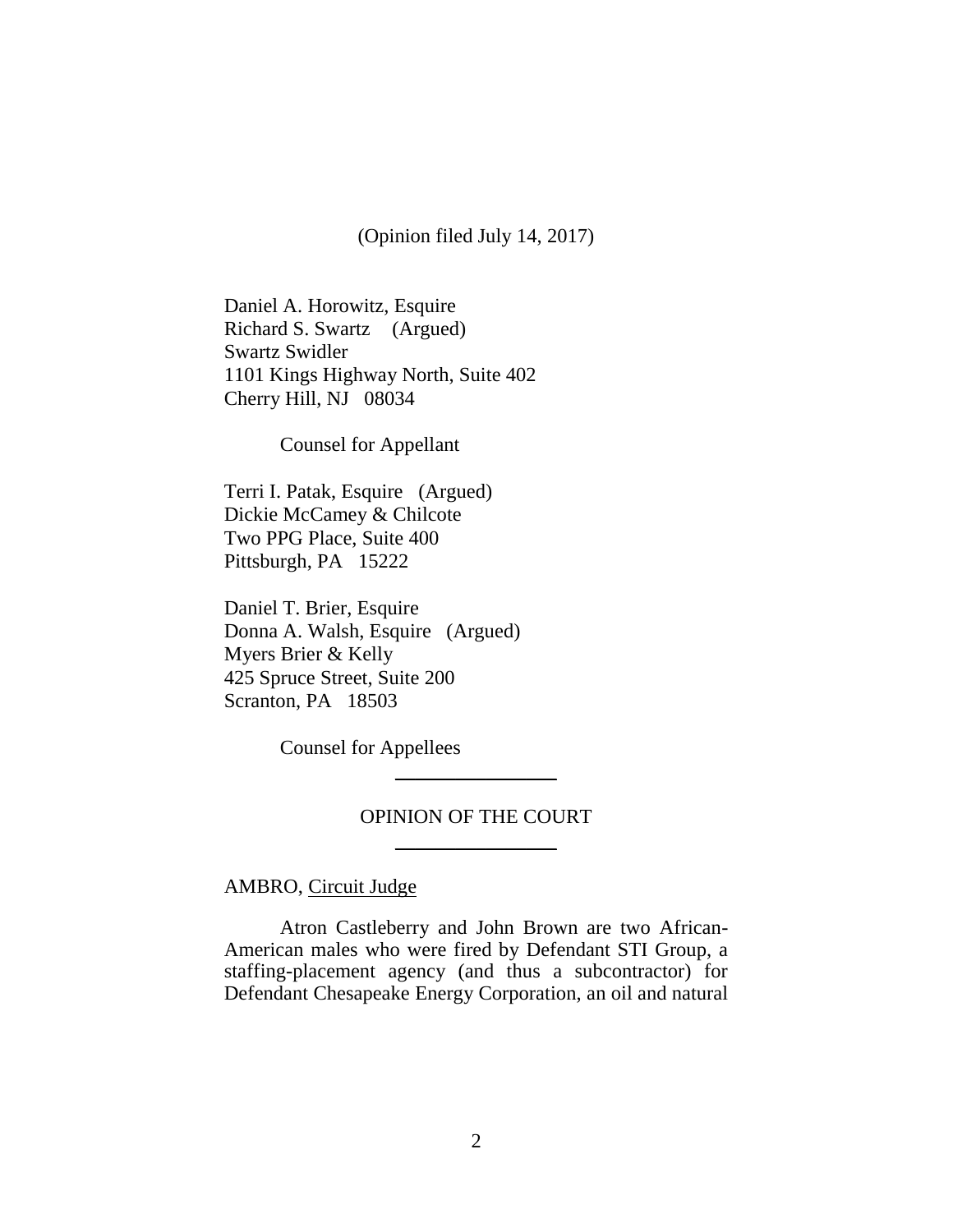(Opinion filed July 14, 2017)

Daniel A. Horowitz, Esquire
Richard S. Swartz (Argued)
Swartz Swidler
1101 Kings Highway North, Suite 402
Cherry Hill, NJ 08034

Counsel for Appellant

Terri I. Patak, Esquire (Argued)
Dickie McCamey & Chilcote
Two PPG Place, Suite 400
Pittsburgh, PA 15222

Daniel T. Brier, Esquire
Donna A. Walsh, Esquire (Argued)
Myers Brier & Kelly
425 Spruce Street, Suite 200
Scranton, PA 18503

Counsel for Appellees

---

OPINION OF THE COURT

---

AMBRO, Circuit Judge

Atron Castleberry and John Brown are two African-American males who were fired by Defendant STI Group, a staffing-placement agency (and thus a subcontractor) for Defendant Chesapeake Energy Corporation, an oil and natural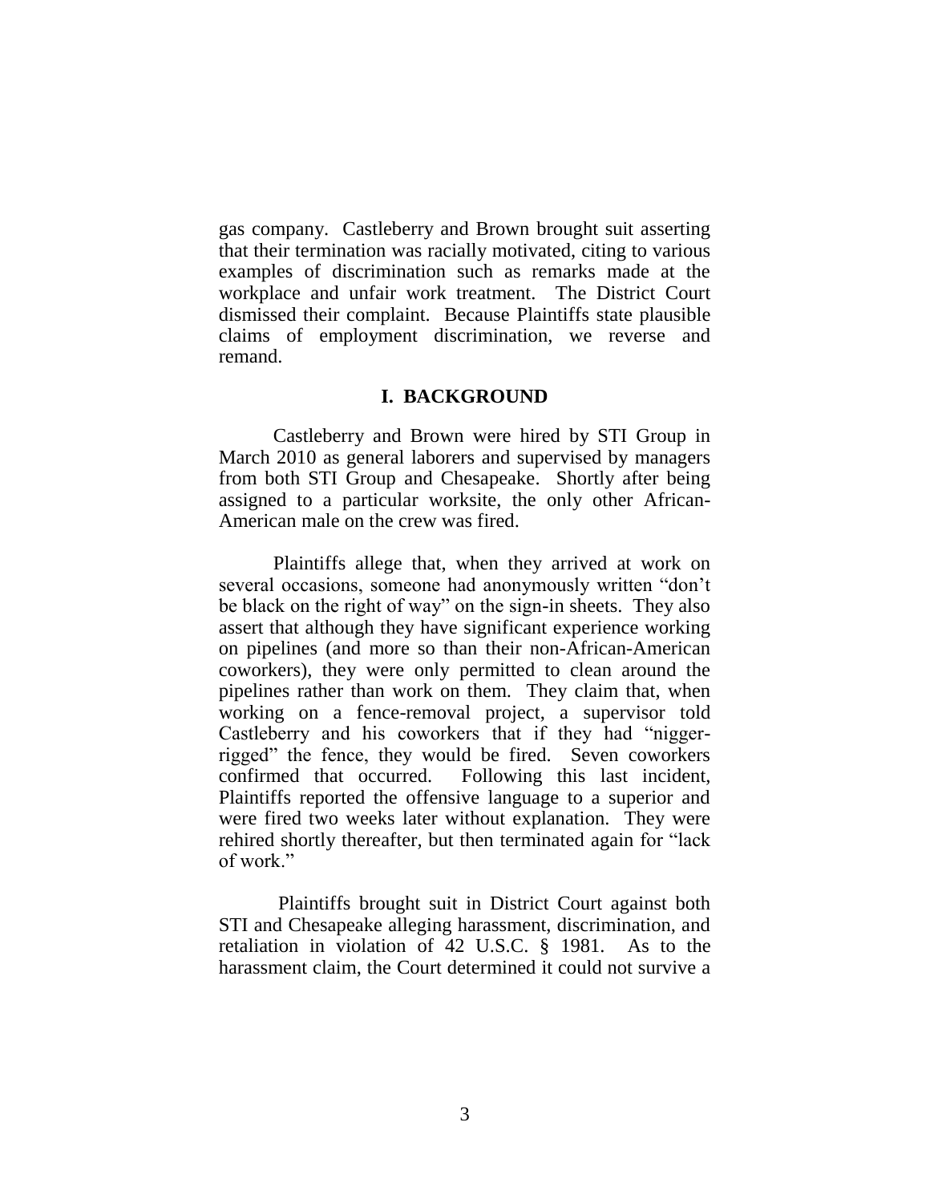gas company. Castleberry and Brown brought suit asserting that their termination was racially motivated, citing to various examples of discrimination such as remarks made at the workplace and unfair work treatment. The District Court dismissed their complaint. Because Plaintiffs state plausible claims of employment discrimination, we reverse and remand.

## I. BACKGROUND

Castleberry and Brown were hired by STI Group in March 2010 as general laborers and supervised by managers from both STI Group and Chesapeake. Shortly after being assigned to a particular worksite, the only other African-American male on the crew was fired.

Plaintiffs allege that, when they arrived at work on several occasions, someone had anonymously written "don't be black on the right of way" on the sign-in sheets. They also assert that although they have significant experience working on pipelines (and more so than their non-African-American coworkers), they were only permitted to clean around the pipelines rather than work on them. They claim that, when working on a fence-removal project, a supervisor told Castleberry and his coworkers that if they had "nigger-rigged" the fence, they would be fired. Seven coworkers confirmed that occurred. Following this last incident, Plaintiffs reported the offensive language to a superior and were fired two weeks later without explanation. They were rehired shortly thereafter, but then terminated again for "lack of work."

Plaintiffs brought suit in District Court against both STI and Chesapeake alleging harassment, discrimination, and retaliation in violation of 42 U.S.C. § 1981. As to the harassment claim, the Court determined it could not survive a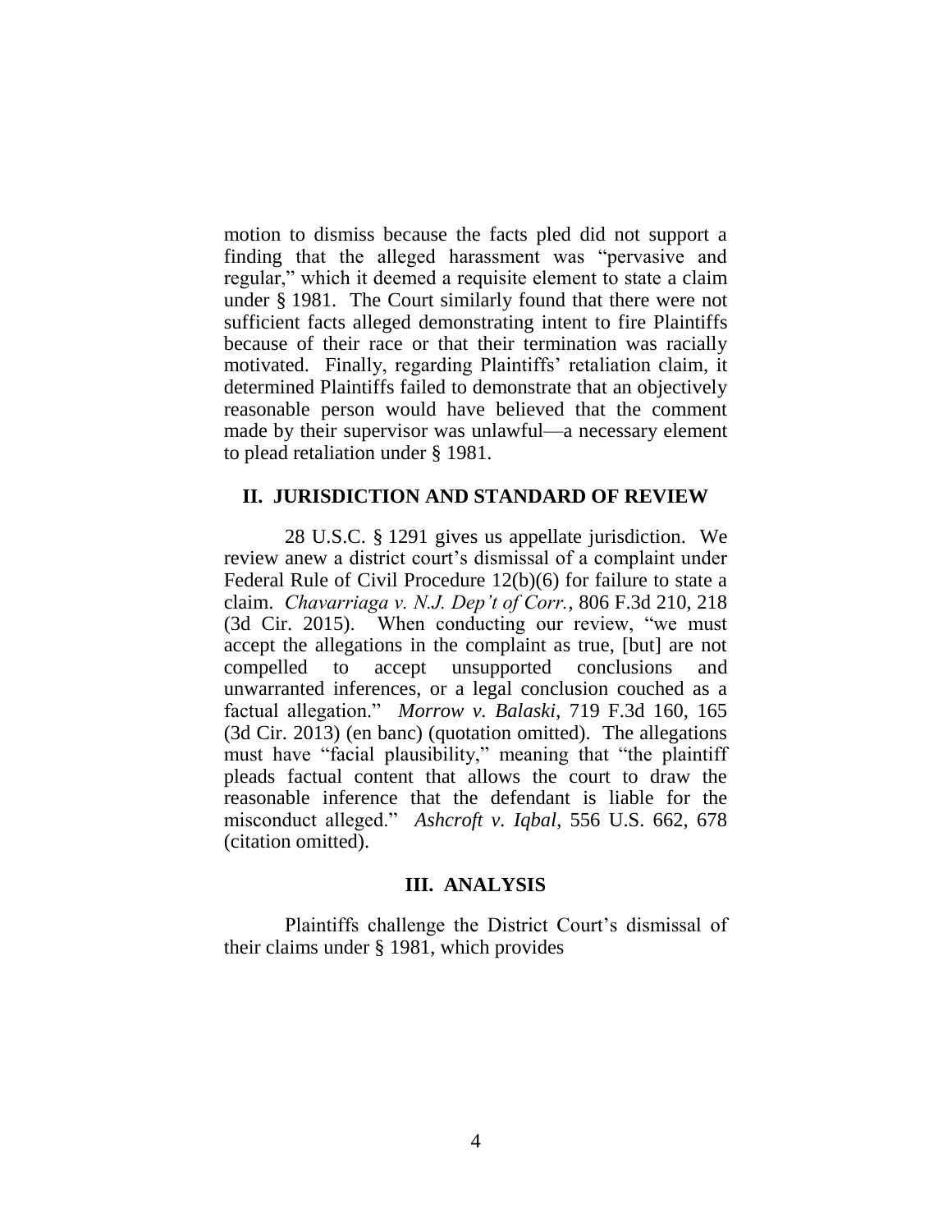motion to dismiss because the facts pled did not support a finding that the alleged harassment was "pervasive and regular," which it deemed a requisite element to state a claim under § 1981. The Court similarly found that there were not sufficient facts alleged demonstrating intent to fire Plaintiffs because of their race or that their termination was racially motivated. Finally, regarding Plaintiffs' retaliation claim, it determined Plaintiffs failed to demonstrate that an objectively reasonable person would have believed that the comment made by their supervisor was unlawful—a necessary element to plead retaliation under § 1981.

## II. JURISDICTION AND STANDARD OF REVIEW

28 U.S.C. § 1291 gives us appellate jurisdiction. We review anew a district court's dismissal of a complaint under Federal Rule of Civil Procedure 12(b)(6) for failure to state a claim. *Chavarriaga v. N.J. Dep't of Corr.*, 806 F.3d 210, 218 (3d Cir. 2015). When conducting our review, "we must accept the allegations in the complaint as true, [but] are not compelled to accept unsupported conclusions and unwarranted inferences, or a legal conclusion couched as a factual allegation." *Morrow v. Balaski*, 719 F.3d 160, 165 (3d Cir. 2013) (en banc) (quotation omitted). The allegations must have "facial plausibility," meaning that "the plaintiff pleads factual content that allows the court to draw the reasonable inference that the defendant is liable for the misconduct alleged." *Ashcroft v. Iqbal*, 556 U.S. 662, 678 (citation omitted).

## III. ANALYSIS

Plaintiffs challenge the District Court's dismissal of their claims under § 1981, which provides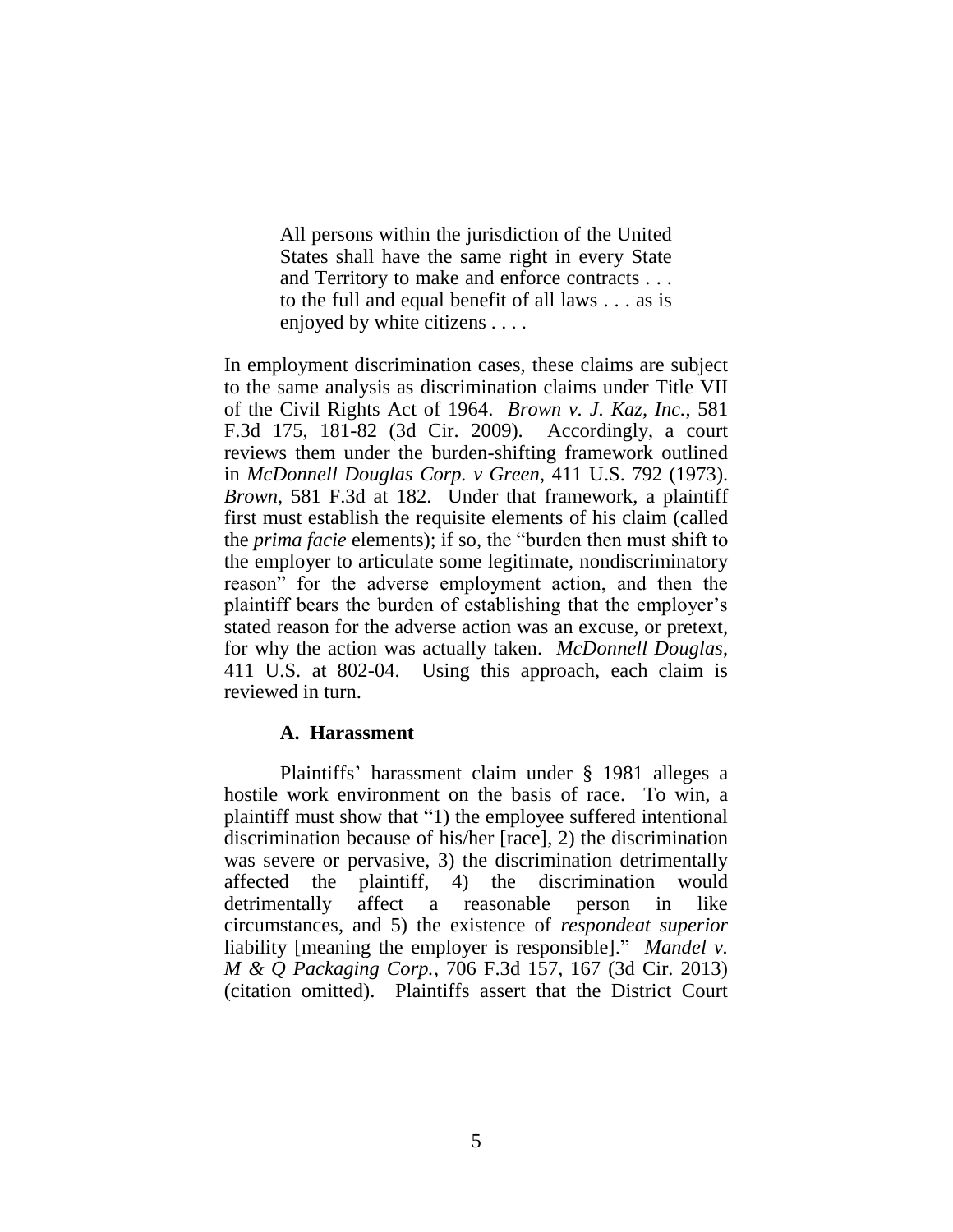> All persons within the jurisdiction of the United States shall have the same right in every State and Territory to make and enforce contracts . . . to the full and equal benefit of all laws . . . as is enjoyed by white citizens . . . .

In employment discrimination cases, these claims are subject to the same analysis as discrimination claims under Title VII of the Civil Rights Act of 1964. *Brown v. J. Kaz, Inc.*, 581 F.3d 175, 181-82 (3d Cir. 2009). Accordingly, a court reviews them under the burden-shifting framework outlined in *McDonnell Douglas Corp. v Green*, 411 U.S. 792 (1973). *Brown*, 581 F.3d at 182. Under that framework, a plaintiff first must establish the requisite elements of his claim (called the *prima facie* elements); if so, the "burden then must shift to the employer to articulate some legitimate, nondiscriminatory reason" for the adverse employment action, and then the plaintiff bears the burden of establishing that the employer's stated reason for the adverse action was an excuse, or pretext, for why the action was actually taken. *McDonnell Douglas*, 411 U.S. at 802-04. Using this approach, each claim is reviewed in turn.

### A. Harassment

Plaintiffs' harassment claim under § 1981 alleges a hostile work environment on the basis of race. To win, a plaintiff must show that "1) the employee suffered intentional discrimination because of his/her [race], 2) the discrimination was severe or pervasive, 3) the discrimination detrimentally affected the plaintiff, 4) the discrimination would detrimentally affect a reasonable person in like circumstances, and 5) the existence of *respondeat superior* liability [meaning the employer is responsible]." *Mandel v. M & Q Packaging Corp.*, 706 F.3d 157, 167 (3d Cir. 2013) (citation omitted). Plaintiffs assert that the District Court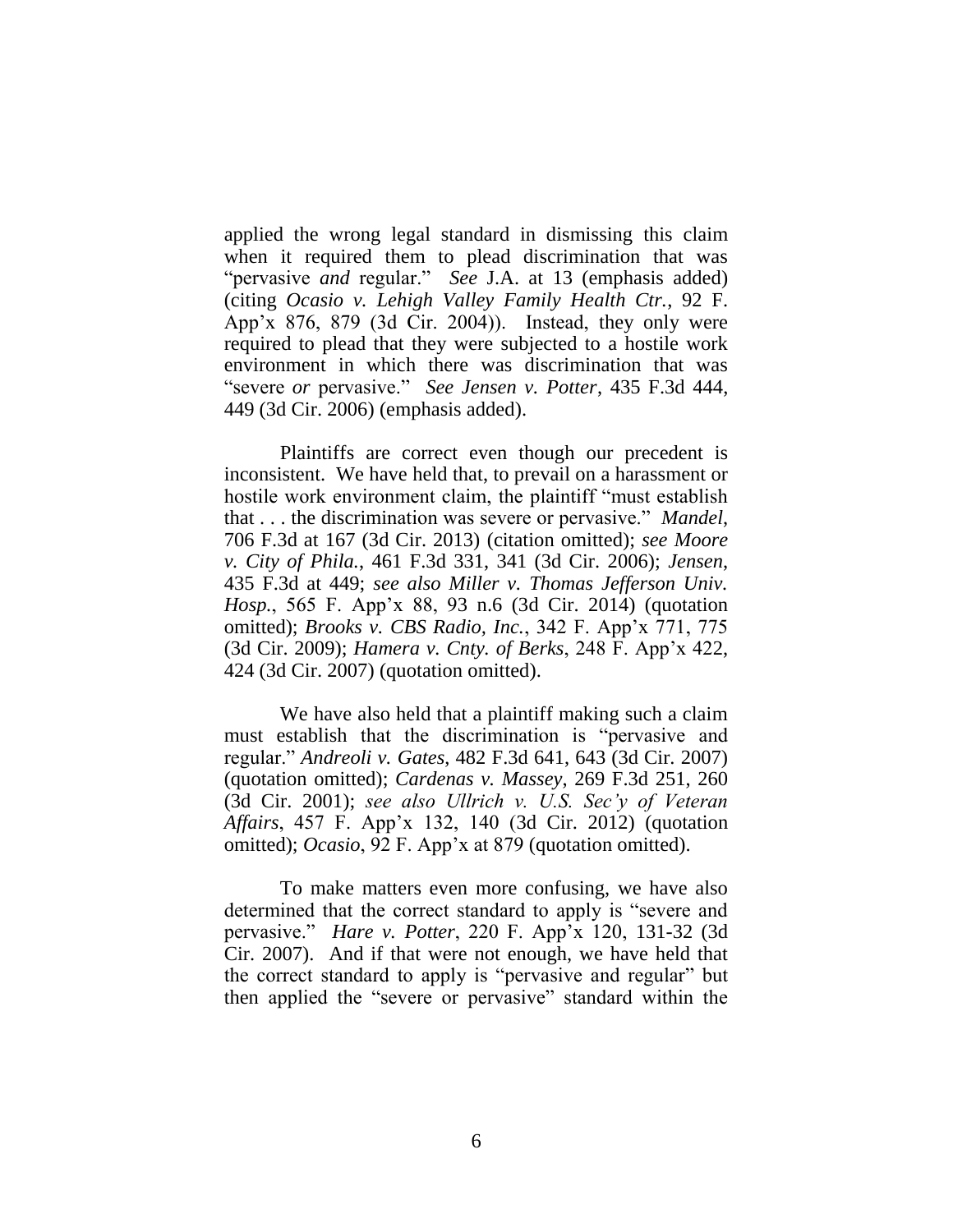applied the wrong legal standard in dismissing this claim when it required them to plead discrimination that was "pervasive *and* regular." *See* J.A. at 13 (emphasis added) (citing *Ocasio v. Lehigh Valley Family Health Ctr.*, 92 F. App'x 876, 879 (3d Cir. 2004)). Instead, they only were required to plead that they were subjected to a hostile work environment in which there was discrimination that was "severe *or* pervasive." *See Jensen v. Potter*, 435 F.3d 444, 449 (3d Cir. 2006) (emphasis added).

Plaintiffs are correct even though our precedent is inconsistent. We have held that, to prevail on a harassment or hostile work environment claim, the plaintiff "must establish that . . . the discrimination was severe or pervasive." *Mandel*, 706 F.3d at 167 (3d Cir. 2013) (citation omitted); *see Moore v. City of Phila.*, 461 F.3d 331, 341 (3d Cir. 2006); *Jensen*, 435 F.3d at 449; *see also Miller v. Thomas Jefferson Univ. Hosp.*, 565 F. App'x 88, 93 n.6 (3d Cir. 2014) (quotation omitted); *Brooks v. CBS Radio, Inc.*, 342 F. App'x 771, 775 (3d Cir. 2009); *Hamera v. Cnty. of Berks*, 248 F. App'x 422, 424 (3d Cir. 2007) (quotation omitted).

We have also held that a plaintiff making such a claim must establish that the discrimination is "pervasive and regular." *Andreoli v. Gates*, 482 F.3d 641, 643 (3d Cir. 2007) (quotation omitted); *Cardenas v. Massey*, 269 F.3d 251, 260 (3d Cir. 2001); *see also Ullrich v. U.S. Sec'y of Veteran Affairs*, 457 F. App'x 132, 140 (3d Cir. 2012) (quotation omitted); *Ocasio*, 92 F. App'x at 879 (quotation omitted).

To make matters even more confusing, we have also determined that the correct standard to apply is "severe and pervasive." *Hare v. Potter*, 220 F. App'x 120, 131-32 (3d Cir. 2007). And if that were not enough, we have held that the correct standard to apply is "pervasive and regular" but then applied the "severe or pervasive" standard within the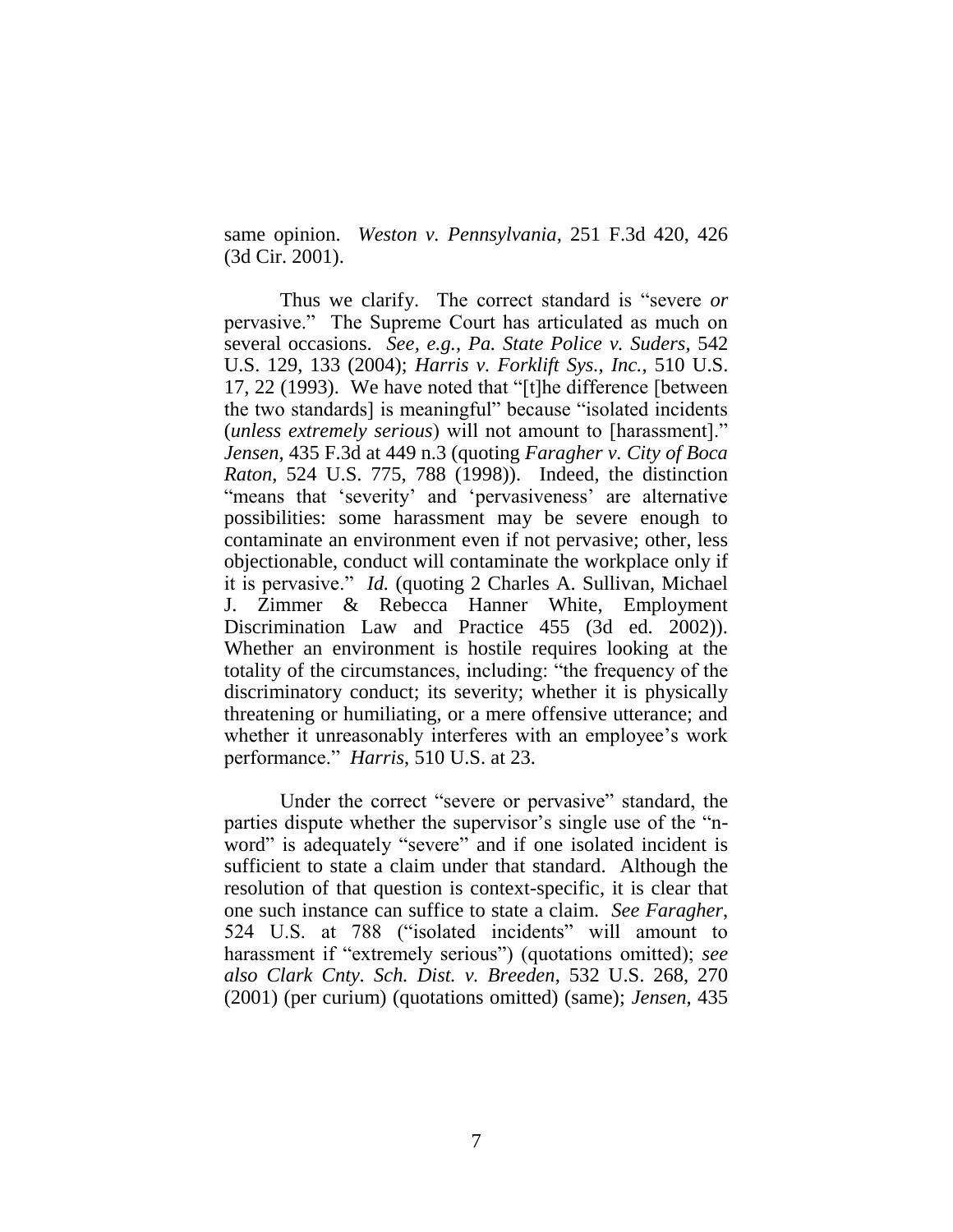same opinion. *Weston v. Pennsylvania*, 251 F.3d 420, 426 (3d Cir. 2001).

Thus we clarify. The correct standard is "severe *or* pervasive." The Supreme Court has articulated as much on several occasions. *See, e.g.*, *Pa. State Police v. Suders*, 542 U.S. 129, 133 (2004); *Harris v. Forklift Sys., Inc.*, 510 U.S. 17, 22 (1993). We have noted that "[t]he difference [between the two standards] is meaningful" because "isolated incidents (*unless extremely serious*) will not amount to [harassment]." *Jensen*, 435 F.3d at 449 n.3 (quoting *Faragher v. City of Boca Raton*, 524 U.S. 775, 788 (1998)). Indeed, the distinction "means that 'severity' and 'pervasiveness' are alternative possibilities: some harassment may be severe enough to contaminate an environment even if not pervasive; other, less objectionable, conduct will contaminate the workplace only if it is pervasive." *Id.* (quoting 2 Charles A. Sullivan, Michael J. Zimmer & Rebecca Hanner White, Employment Discrimination Law and Practice 455 (3d ed. 2002)). Whether an environment is hostile requires looking at the totality of the circumstances, including: "the frequency of the discriminatory conduct; its severity; whether it is physically threatening or humiliating, or a mere offensive utterance; and whether it unreasonably interferes with an employee's work performance." *Harris*, 510 U.S. at 23.

Under the correct "severe or pervasive" standard, the parties dispute whether the supervisor's single use of the "n-word" is adequately "severe" and if one isolated incident is sufficient to state a claim under that standard. Although the resolution of that question is context-specific, it is clear that one such instance can suffice to state a claim. *See Faragher*, 524 U.S. at 788 ("isolated incidents" will amount to harassment if "extremely serious") (quotations omitted); *see also Clark Cnty. Sch. Dist. v. Breeden*, 532 U.S. 268, 270 (2001) (per curium) (quotations omitted) (same); *Jensen*, 435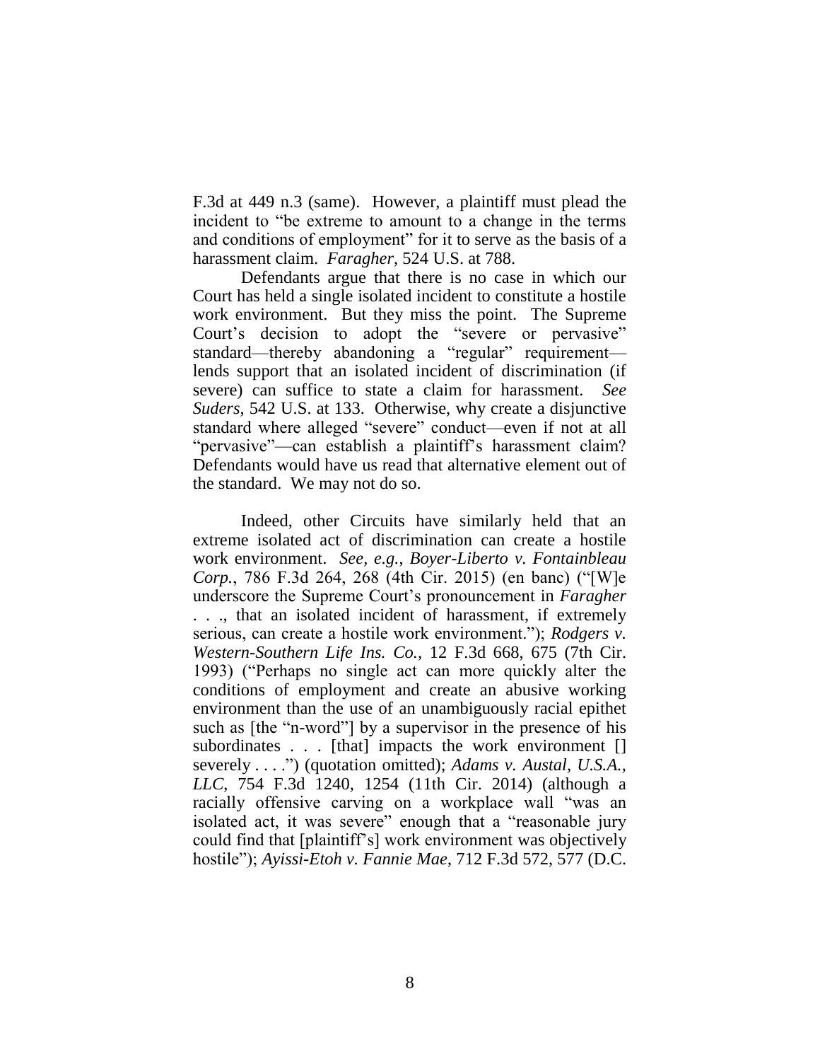F.3d at 449 n.3 (same). However, a plaintiff must plead the incident to "be extreme to amount to a change in the terms and conditions of employment" for it to serve as the basis of a harassment claim. *Faragher*, 524 U.S. at 788.

Defendants argue that there is no case in which our Court has held a single isolated incident to constitute a hostile work environment. But they miss the point. The Supreme Court's decision to adopt the "severe or pervasive" standard—thereby abandoning a "regular" requirement—lends support that an isolated incident of discrimination (if severe) can suffice to state a claim for harassment. *See Suders*, 542 U.S. at 133. Otherwise, why create a disjunctive standard where alleged "severe" conduct—even if not at all "pervasive"—can establish a plaintiff's harassment claim? Defendants would have us read that alternative element out of the standard. We may not do so.

Indeed, other Circuits have similarly held that an extreme isolated act of discrimination can create a hostile work environment. *See, e.g.*, *Boyer-Liberto v. Fontainbleau Corp.*, 786 F.3d 264, 268 (4th Cir. 2015) (en banc) ("[W]e underscore the Supreme Court's pronouncement in *Faragher* . . ., that an isolated incident of harassment, if extremely serious, can create a hostile work environment."); *Rodgers v. Western-Southern Life Ins. Co.*, 12 F.3d 668, 675 (7th Cir. 1993) ("Perhaps no single act can more quickly alter the conditions of employment and create an abusive working environment than the use of an unambiguously racial epithet such as [the "n-word"] by a supervisor in the presence of his subordinates . . . [that] impacts the work environment [] severely . . . .") (quotation omitted); *Adams v. Austal, U.S.A., LLC*, 754 F.3d 1240, 1254 (11th Cir. 2014) (although a racially offensive carving on a workplace wall "was an isolated act, it was severe" enough that a "reasonable jury could find that [plaintiff's] work environment was objectively hostile"); *Ayissi-Etoh v. Fannie Mae*, 712 F.3d 572, 577 (D.C.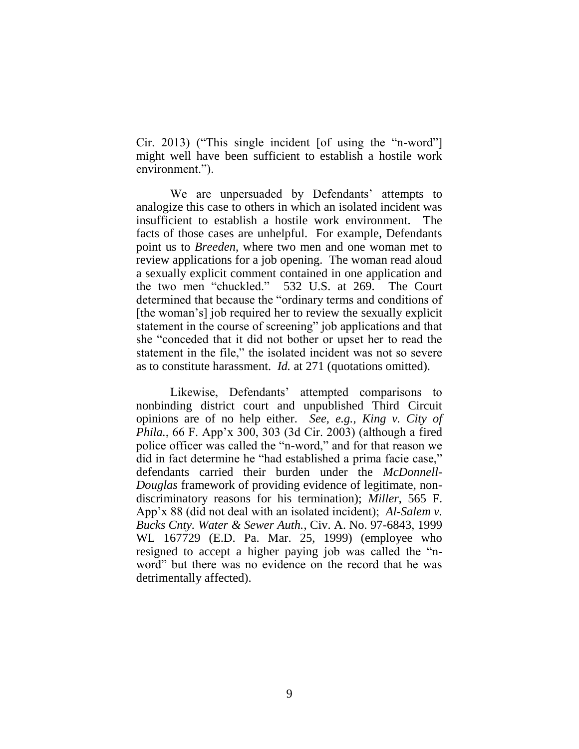Cir. 2013) ("This single incident [of using the "n-word"] might well have been sufficient to establish a hostile work environment.").

We are unpersuaded by Defendants' attempts to analogize this case to others in which an isolated incident was insufficient to establish a hostile work environment. The facts of those cases are unhelpful. For example, Defendants point us to *Breeden*, where two men and one woman met to review applications for a job opening. The woman read aloud a sexually explicit comment contained in one application and the two men "chuckled." 532 U.S. at 269. The Court determined that because the "ordinary terms and conditions of [the woman's] job required her to review the sexually explicit statement in the course of screening" job applications and that she "conceded that it did not bother or upset her to read the statement in the file," the isolated incident was not so severe as to constitute harassment. *Id.* at 271 (quotations omitted).

Likewise, Defendants' attempted comparisons to nonbinding district court and unpublished Third Circuit opinions are of no help either. *See, e.g.*, *King v. City of Phila.*, 66 F. App'x 300, 303 (3d Cir. 2003) (although a fired police officer was called the "n-word," and for that reason we did in fact determine he "had established a prima facie case," defendants carried their burden under the *McDonnell-Douglas* framework of providing evidence of legitimate, non-discriminatory reasons for his termination); *Miller*, 565 F. App'x 88 (did not deal with an isolated incident); *Al-Salem v. Bucks Cnty. Water & Sewer Auth.*, Civ. A. No. 97-6843, 1999 WL 167729 (E.D. Pa. Mar. 25, 1999) (employee who resigned to accept a higher paying job was called the "n-word" but there was no evidence on the record that he was detrimentally affected).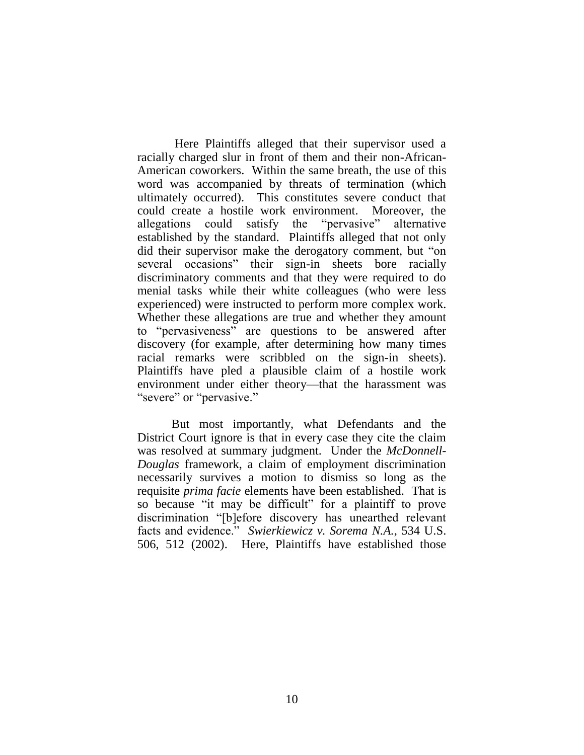Here Plaintiffs alleged that their supervisor used a racially charged slur in front of them and their non-African-American coworkers. Within the same breath, the use of this word was accompanied by threats of termination (which ultimately occurred). This constitutes severe conduct that could create a hostile work environment. Moreover, the allegations could satisfy the "pervasive" alternative established by the standard. Plaintiffs alleged that not only did their supervisor make the derogatory comment, but "on several occasions" their sign-in sheets bore racially discriminatory comments and that they were required to do menial tasks while their white colleagues (who were less experienced) were instructed to perform more complex work. Whether these allegations are true and whether they amount to "pervasiveness" are questions to be answered after discovery (for example, after determining how many times racial remarks were scribbled on the sign-in sheets). Plaintiffs have pled a plausible claim of a hostile work environment under either theory—that the harassment was "severe" or "pervasive."

But most importantly, what Defendants and the District Court ignore is that in every case they cite the claim was resolved at summary judgment. Under the *McDonnell-Douglas* framework, a claim of employment discrimination necessarily survives a motion to dismiss so long as the requisite *prima facie* elements have been established. That is so because "it may be difficult" for a plaintiff to prove discrimination "[b]efore discovery has unearthed relevant facts and evidence." *Swierkiewicz v. Sorema N.A.*, 534 U.S. 506, 512 (2002). Here, Plaintiffs have established those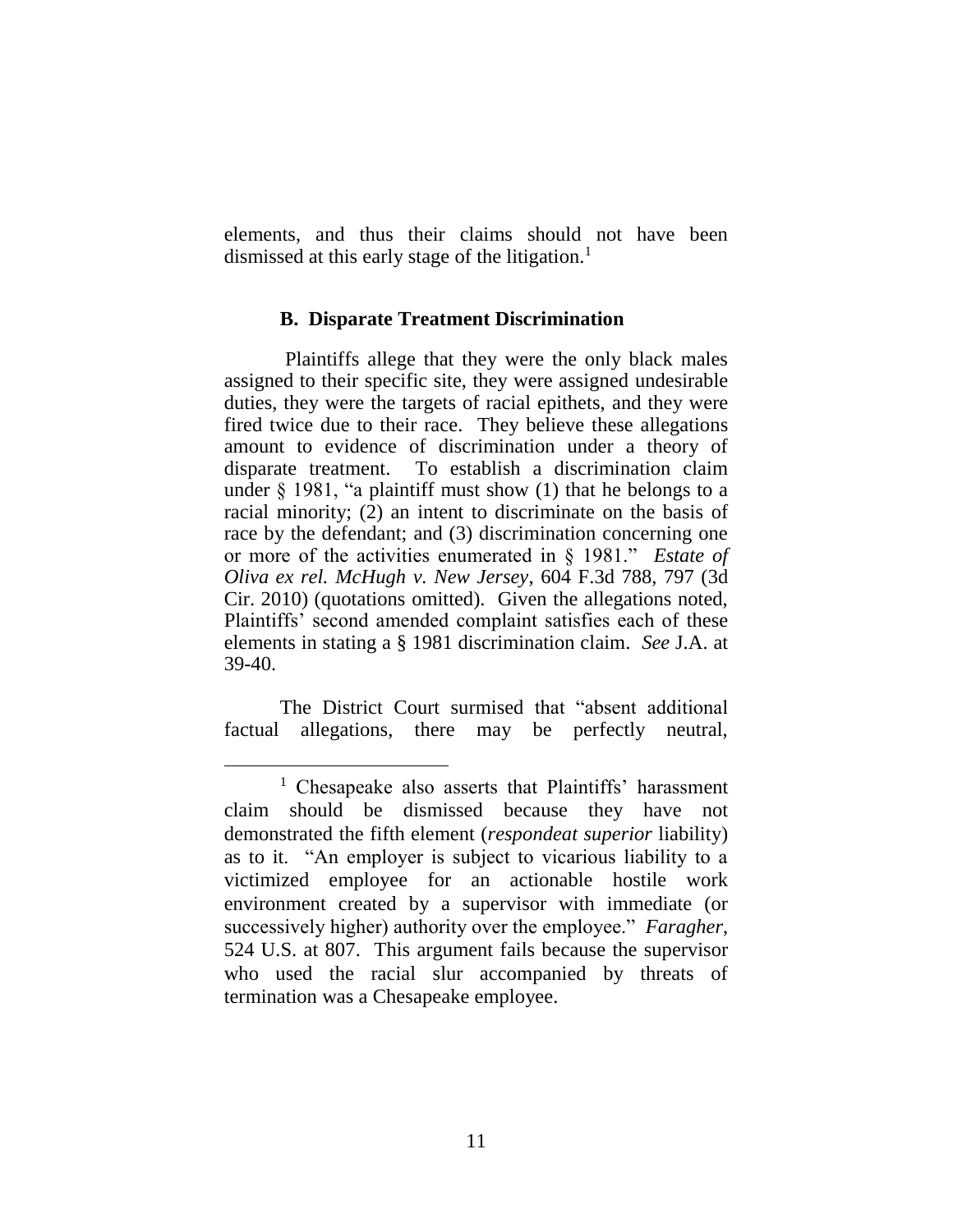elements, and thus their claims should not have been dismissed at this early stage of the litigation.[1]

### B. Disparate Treatment Discrimination

Plaintiffs allege that they were the only black males assigned to their specific site, they were assigned undesirable duties, they were the targets of racial epithets, and they were fired twice due to their race. They believe these allegations amount to evidence of discrimination under a theory of disparate treatment. To establish a discrimination claim under § 1981, "a plaintiff must show (1) that he belongs to a racial minority; (2) an intent to discriminate on the basis of race by the defendant; and (3) discrimination concerning one or more of the activities enumerated in § 1981." *Estate of Oliva ex rel. McHugh v. New Jersey*, 604 F.3d 788, 797 (3d Cir. 2010) (quotations omitted). Given the allegations noted, Plaintiffs' second amended complaint satisfies each of these elements in stating a § 1981 discrimination claim. *See* J.A. at 39-40.

The District Court surmised that "absent additional factual allegations, there may be perfectly neutral,

---

[1] Chesapeake also asserts that Plaintiffs' harassment claim should be dismissed because they have not demonstrated the fifth element (*respondeat superior* liability) as to it. "An employer is subject to vicarious liability to a victimized employee for an actionable hostile work environment created by a supervisor with immediate (or successively higher) authority over the employee." *Faragher*, 524 U.S. at 807. This argument fails because the supervisor who used the racial slur accompanied by threats of termination was a Chesapeake employee.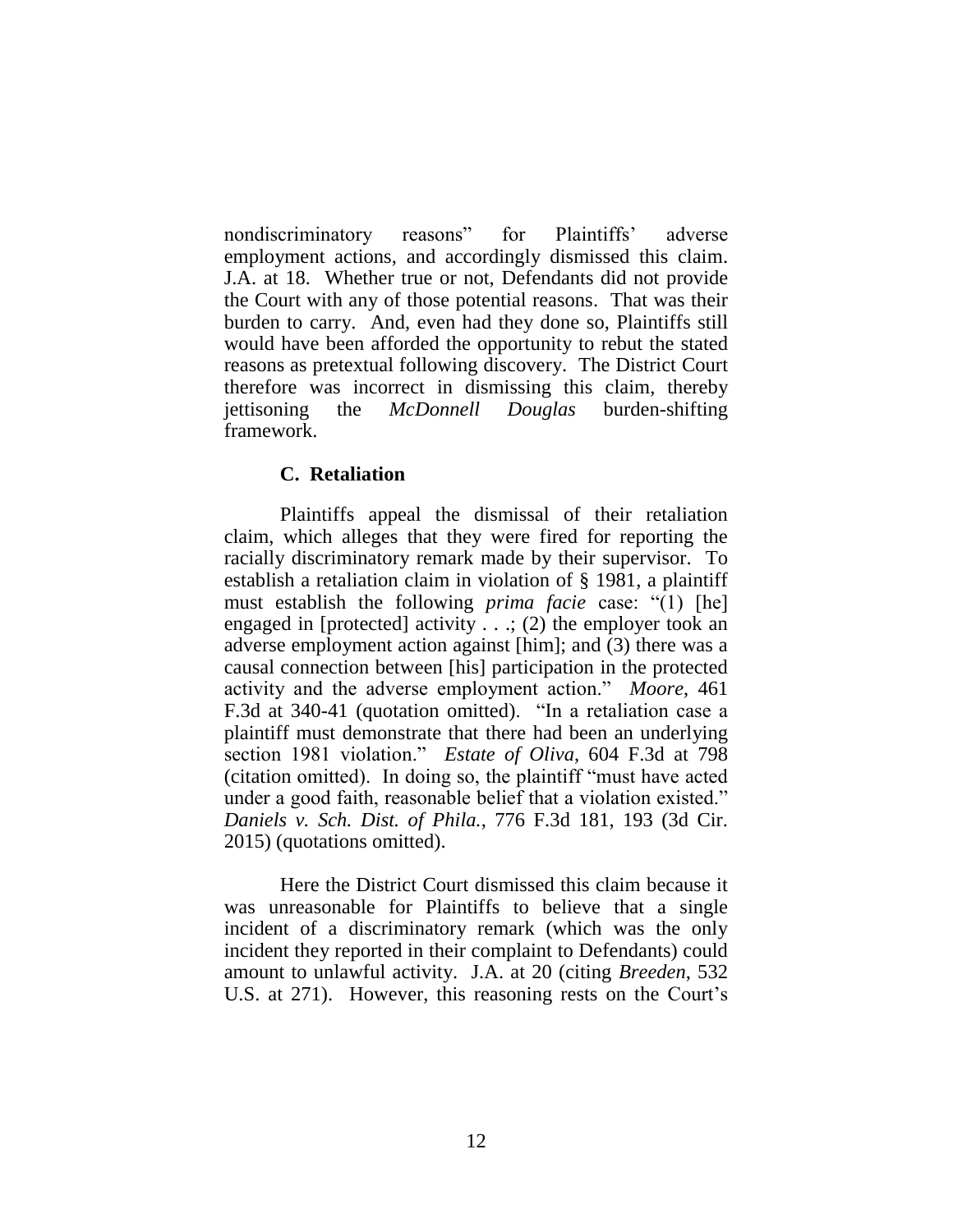nondiscriminatory reasons" for Plaintiffs' adverse employment actions, and accordingly dismissed this claim. J.A. at 18. Whether true or not, Defendants did not provide the Court with any of those potential reasons. That was their burden to carry. And, even had they done so, Plaintiffs still would have been afforded the opportunity to rebut the stated reasons as pretextual following discovery. The District Court therefore was incorrect in dismissing this claim, thereby jettisoning the *McDonnell Douglas* burden-shifting framework.

### C. Retaliation

Plaintiffs appeal the dismissal of their retaliation claim, which alleges that they were fired for reporting the racially discriminatory remark made by their supervisor. To establish a retaliation claim in violation of § 1981, a plaintiff must establish the following *prima facie* case: "(1) [he] engaged in [protected] activity . . .; (2) the employer took an adverse employment action against [him]; and (3) there was a causal connection between [his] participation in the protected activity and the adverse employment action." *Moore*, 461 F.3d at 340-41 (quotation omitted). "In a retaliation case a plaintiff must demonstrate that there had been an underlying section 1981 violation." *Estate of Oliva*, 604 F.3d at 798 (citation omitted). In doing so, the plaintiff "must have acted under a good faith, reasonable belief that a violation existed." *Daniels v. Sch. Dist. of Phila.*, 776 F.3d 181, 193 (3d Cir. 2015) (quotations omitted).

Here the District Court dismissed this claim because it was unreasonable for Plaintiffs to believe that a single incident of a discriminatory remark (which was the only incident they reported in their complaint to Defendants) could amount to unlawful activity. J.A. at 20 (citing *Breeden*, 532 U.S. at 271). However, this reasoning rests on the Court's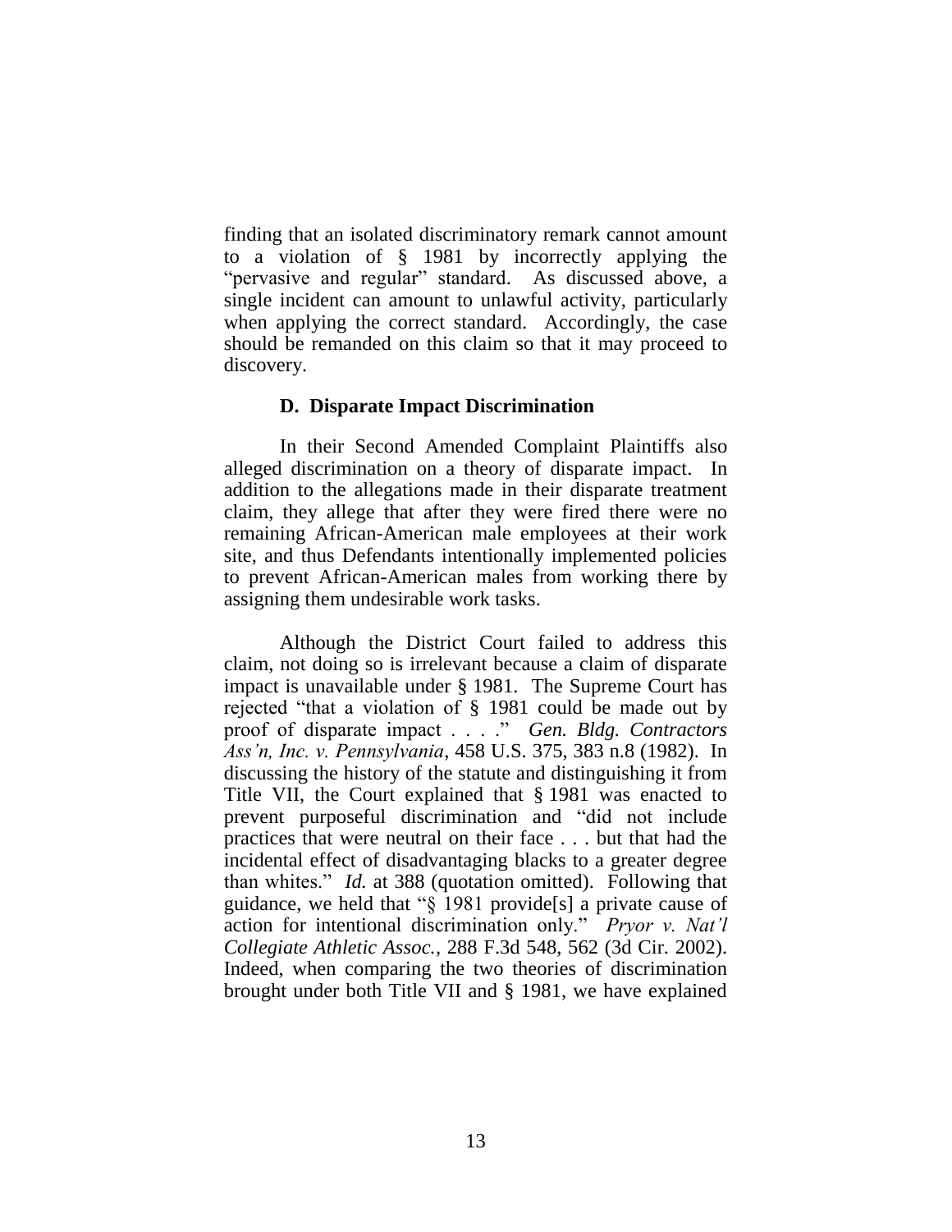finding that an isolated discriminatory remark cannot amount to a violation of § 1981 by incorrectly applying the "pervasive and regular" standard. As discussed above, a single incident can amount to unlawful activity, particularly when applying the correct standard. Accordingly, the case should be remanded on this claim so that it may proceed to discovery.

### D. Disparate Impact Discrimination

In their Second Amended Complaint Plaintiffs also alleged discrimination on a theory of disparate impact. In addition to the allegations made in their disparate treatment claim, they allege that after they were fired there were no remaining African-American male employees at their work site, and thus Defendants intentionally implemented policies to prevent African-American males from working there by assigning them undesirable work tasks.

Although the District Court failed to address this claim, not doing so is irrelevant because a claim of disparate impact is unavailable under § 1981. The Supreme Court has rejected "that a violation of § 1981 could be made out by proof of disparate impact . . . ." *Gen. Bldg. Contractors Ass'n, Inc. v. Pennsylvania*, 458 U.S. 375, 383 n.8 (1982). In discussing the history of the statute and distinguishing it from Title VII, the Court explained that § 1981 was enacted to prevent purposeful discrimination and "did not include practices that were neutral on their face . . . but that had the incidental effect of disadvantaging blacks to a greater degree than whites." *Id.* at 388 (quotation omitted). Following that guidance, we held that "§ 1981 provide[s] a private cause of action for intentional discrimination only." *Pryor v. Nat'l Collegiate Athletic Assoc.*, 288 F.3d 548, 562 (3d Cir. 2002). Indeed, when comparing the two theories of discrimination brought under both Title VII and § 1981, we have explained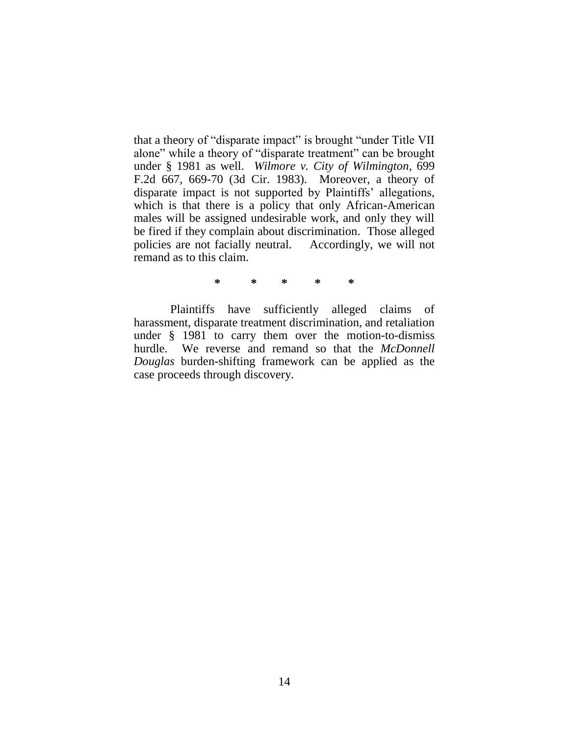that a theory of "disparate impact" is brought "under Title VII alone" while a theory of "disparate treatment" can be brought under § 1981 as well. *Wilmore v. City of Wilmington*, 699 F.2d 667, 669-70 (3d Cir. 1983). Moreover, a theory of disparate impact is not supported by Plaintiffs' allegations, which is that there is a policy that only African-American males will be assigned undesirable work, and only they will be fired if they complain about discrimination. Those alleged policies are not facially neutral. Accordingly, we will not remand as to this claim.

\* \* \* \* \*

Plaintiffs have sufficiently alleged claims of harassment, disparate treatment discrimination, and retaliation under § 1981 to carry them over the motion-to-dismiss hurdle. We reverse and remand so that the *McDonnell Douglas* burden-shifting framework can be applied as the case proceeds through discovery.